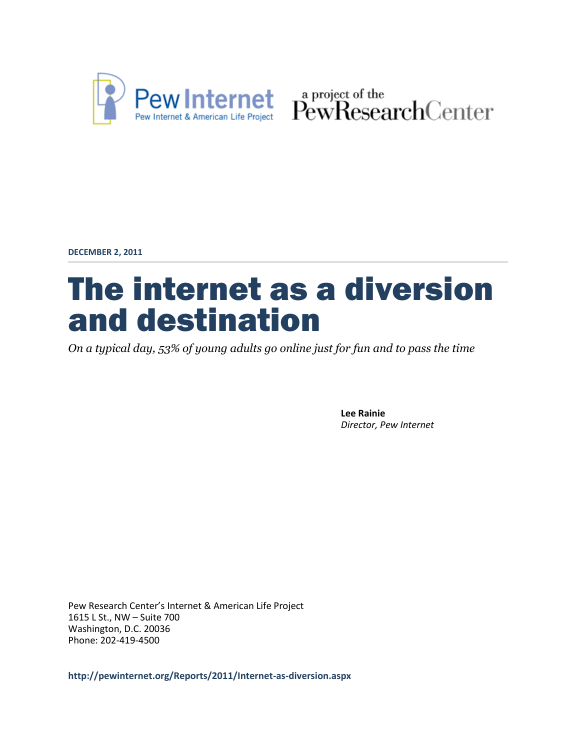Pew Internet
Pew Internet & American Life Project

a project of the PewResearchCenter

**DECEMBER 2, 2011**

# The internet as a diversion and destination

*On a typical day, 53% of young adults go online just for fun and to pass the time*

**Lee Rainie**
*Director, Pew Internet*

Pew Research Center's Internet & American Life Project
1615 L St., NW – Suite 700
Washington, D.C. 20036
Phone: 202-419-4500

**http://pewinternet.org/Reports/2011/Internet-as-diversion.aspx**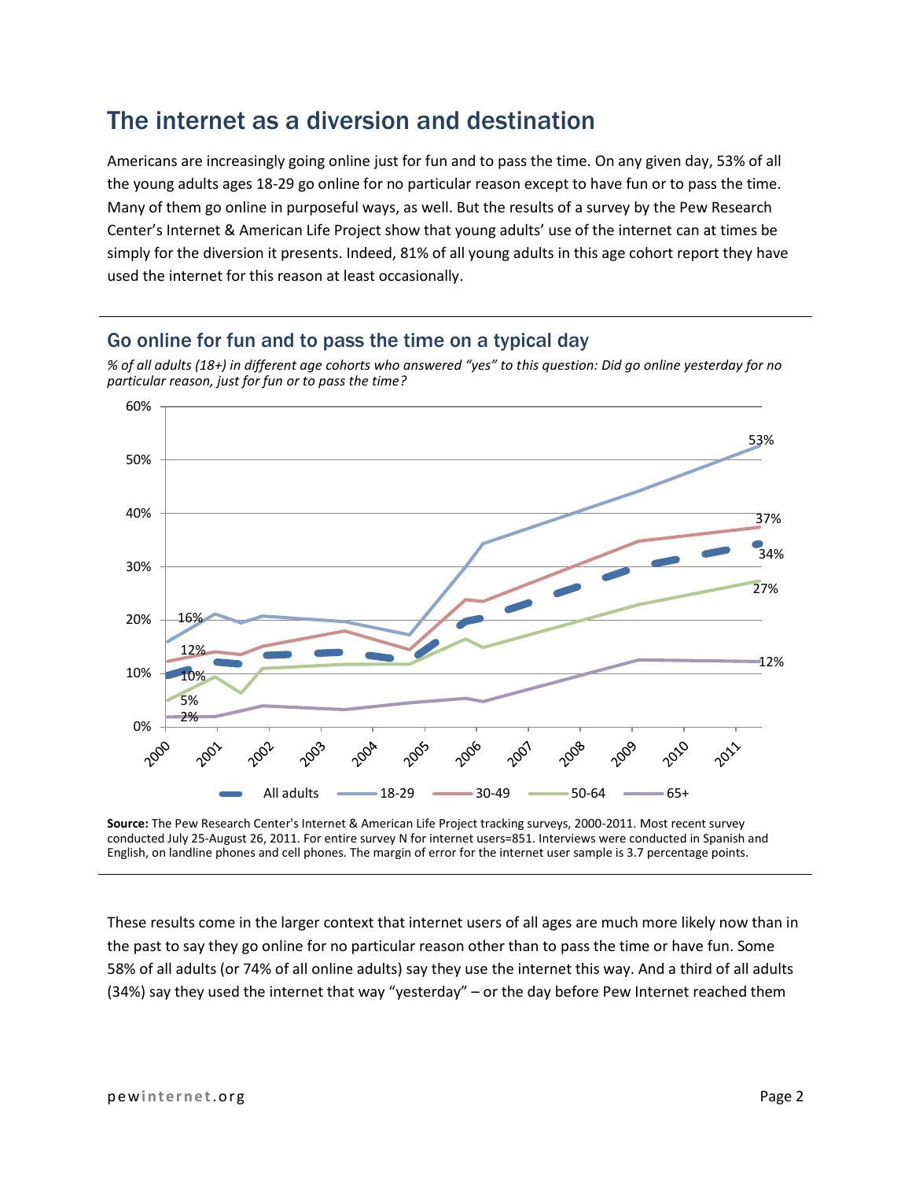# The internet as a diversion and destination

Americans are increasingly going online just for fun and to pass the time. On any given day, 53% of all the young adults ages 18-29 go online for no particular reason except to have fun or to pass the time. Many of them go online in purposeful ways, as well. But the results of a survey by the Pew Research Center's Internet & American Life Project show that young adults' use of the internet can at times be simply for the diversion it presents. Indeed, 81% of all young adults in this age cohort report they have used the internet for this reason at least occasionally.

## Go online for fun and to pass the time on a typical day

*% of all adults (18+) in different age cohorts who answered "yes" to this question: Did go online yesterday for no particular reason, just for fun or to pass the time?*

**Source:** The Pew Research Center's Internet & American Life Project tracking surveys, 2000-2011. Most recent survey conducted July 25-August 26, 2011. For entire survey N for internet users=851. Interviews were conducted in Spanish and English, on landline phones and cell phones. The margin of error for the internet user sample is 3.7 percentage points.

These results come in the larger context that internet users of all ages are much more likely now than in the past to say they go online for no particular reason other than to pass the time or have fun. Some 58% of all adults (or 74% of all online adults) say they use the internet this way. And a third of all adults (34%) say they used the internet that way "yesterday" – or the day before Pew Internet reached them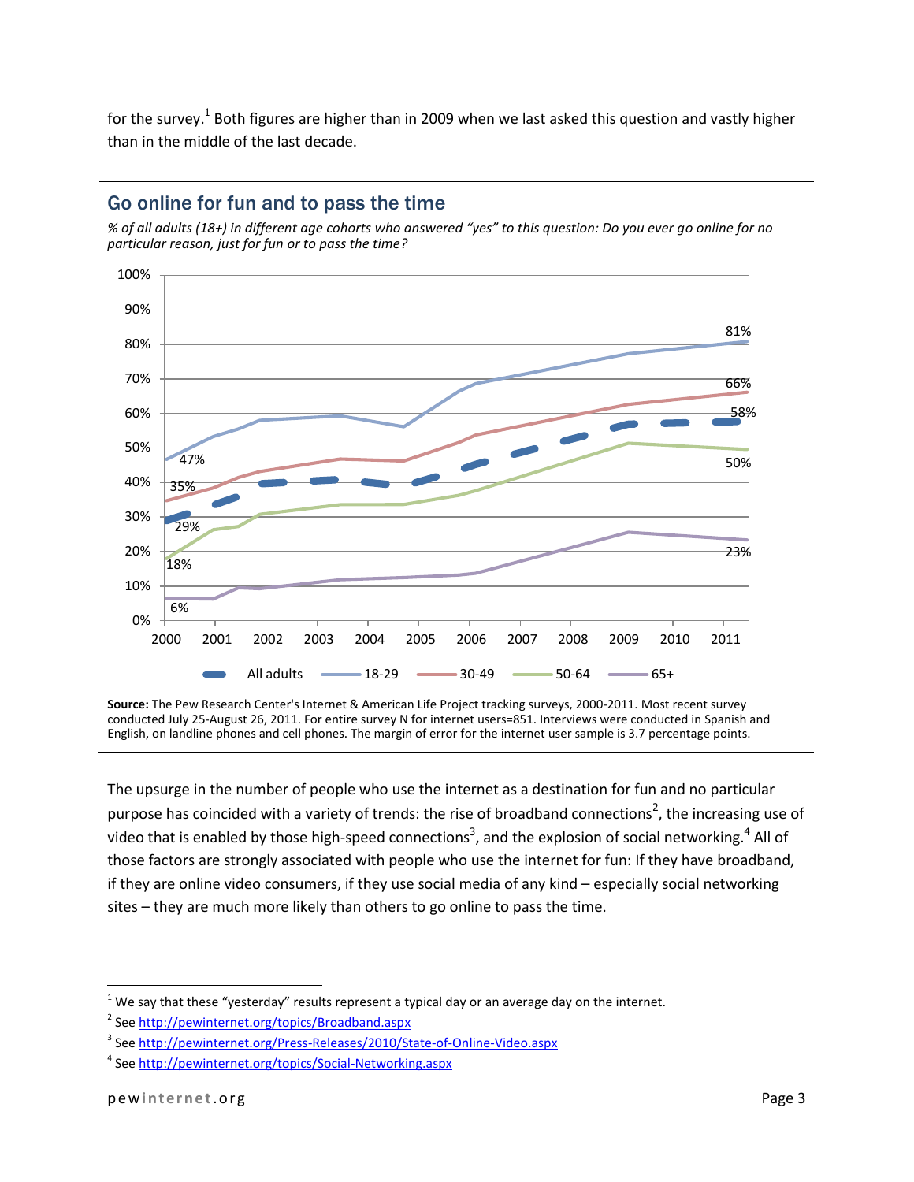for the survey.[1] Both figures are higher than in 2009 when we last asked this question and vastly higher than in the middle of the last decade.

## Go online for fun and to pass the time

*% of all adults (18+) in different age cohorts who answered "yes" to this question: Do you ever go online for no particular reason, just for fun or to pass the time?*

**Source:** The Pew Research Center's Internet & American Life Project tracking surveys, 2000-2011. Most recent survey conducted July 25-August 26, 2011. For entire survey N for internet users=851. Interviews were conducted in Spanish and English, on landline phones and cell phones. The margin of error for the internet user sample is 3.7 percentage points.

The upsurge in the number of people who use the internet as a destination for fun and no particular purpose has coincided with a variety of trends: the rise of broadband connections[2], the increasing use of video that is enabled by those high-speed connections[3], and the explosion of social networking.[4] All of those factors are strongly associated with people who use the internet for fun: If they have broadband, if they are online video consumers, if they use social media of any kind – especially social networking sites – they are much more likely than others to go online to pass the time.

---

[1] We say that these "yesterday" results represent a typical day or an average day on the internet.

[2] See http://pewinternet.org/topics/Broadband.aspx

[3] See http://pewinternet.org/Press-Releases/2010/State-of-Online-Video.aspx

[4] See http://pewinternet.org/topics/Social-Networking.aspx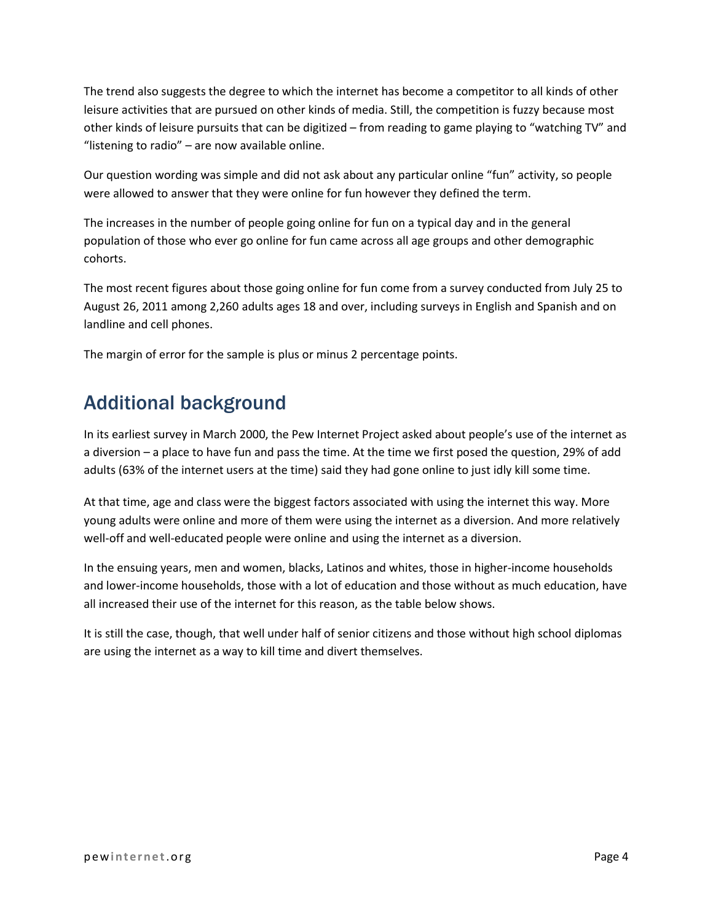The trend also suggests the degree to which the internet has become a competitor to all kinds of other leisure activities that are pursued on other kinds of media. Still, the competition is fuzzy because most other kinds of leisure pursuits that can be digitized – from reading to game playing to "watching TV" and "listening to radio" – are now available online.

Our question wording was simple and did not ask about any particular online "fun" activity, so people were allowed to answer that they were online for fun however they defined the term.

The increases in the number of people going online for fun on a typical day and in the general population of those who ever go online for fun came across all age groups and other demographic cohorts.

The most recent figures about those going online for fun come from a survey conducted from July 25 to August 26, 2011 among 2,260 adults ages 18 and over, including surveys in English and Spanish and on landline and cell phones.

The margin of error for the sample is plus or minus 2 percentage points.

## Additional background

In its earliest survey in March 2000, the Pew Internet Project asked about people's use of the internet as a diversion – a place to have fun and pass the time. At the time we first posed the question, 29% of add adults (63% of the internet users at the time) said they had gone online to just idly kill some time.

At that time, age and class were the biggest factors associated with using the internet this way. More young adults were online and more of them were using the internet as a diversion. And more relatively well-off and well-educated people were online and using the internet as a diversion.

In the ensuing years, men and women, blacks, Latinos and whites, those in higher-income households and lower-income households, those with a lot of education and those without as much education, have all increased their use of the internet for this reason, as the table below shows.

It is still the case, though, that well under half of senior citizens and those without high school diplomas are using the internet as a way to kill time and divert themselves.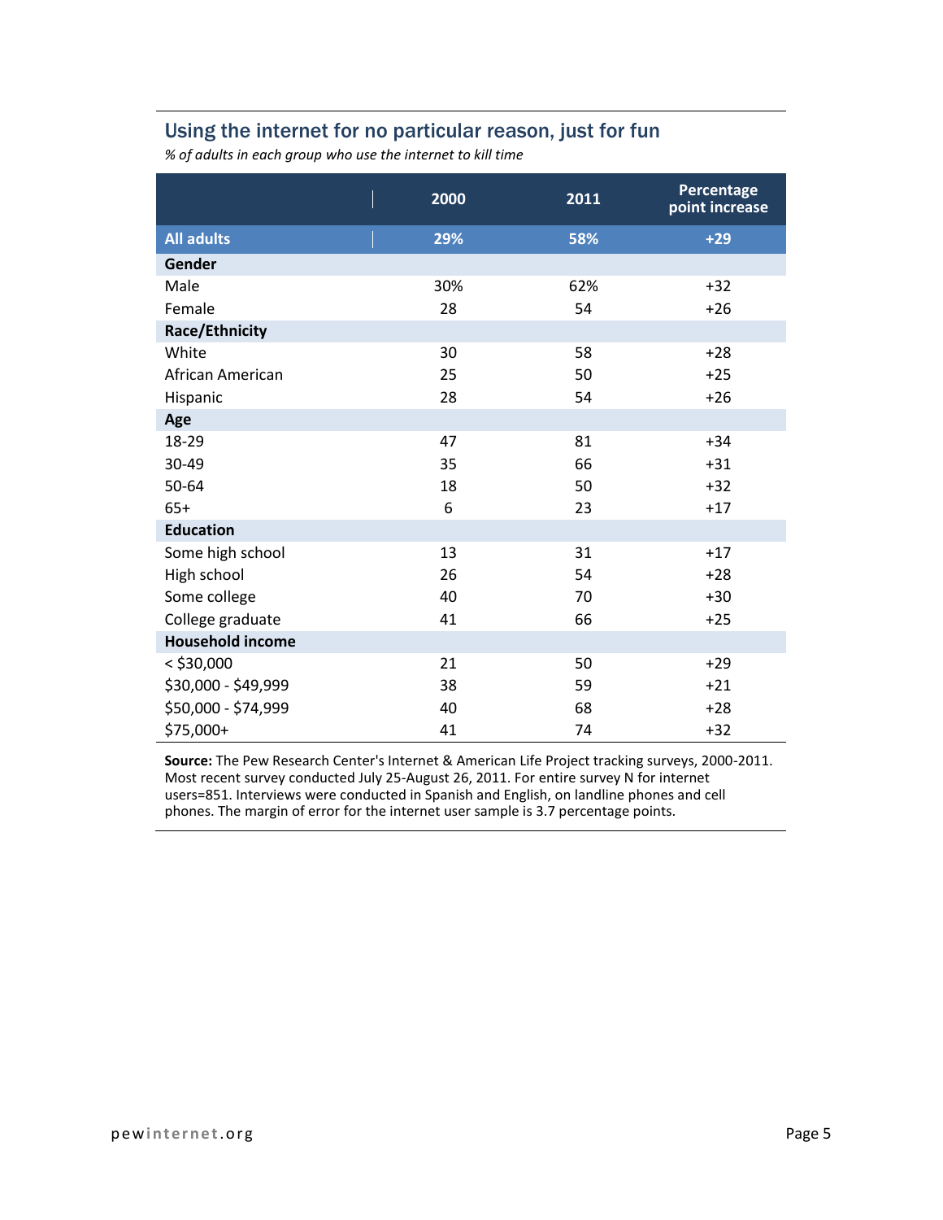## Using the internet for no particular reason, just for fun

*% of adults in each group who use the internet to kill time*

| | 2000 | 2011 | Percentage point increase |
|---|---|---|---|
| **All adults** | **29%** | **58%** | **+29** |
| **Gender** | | | |
| Male | 30% | 62% | +32 |
| Female | 28 | 54 | +26 |
| **Race/Ethnicity** | | | |
| White | 30 | 58 | +28 |
| African American | 25 | 50 | +25 |
| Hispanic | 28 | 54 | +26 |
| **Age** | | | |
| 18-29 | 47 | 81 | +34 |
| 30-49 | 35 | 66 | +31 |
| 50-64 | 18 | 50 | +32 |
| 65+ | 6 | 23 | +17 |
| **Education** | | | |
| Some high school | 13 | 31 | +17 |
| High school | 26 | 54 | +28 |
| Some college | 40 | 70 | +30 |
| College graduate | 41 | 66 | +25 |
| **Household income** | | | |
| < $30,000 | 21 | 50 | +29 |
| $30,000 - $49,999 | 38 | 59 | +21 |
| $50,000 - $74,999 | 40 | 68 | +28 |
| $75,000+ | 41 | 74 | +32 |

**Source:** The Pew Research Center's Internet & American Life Project tracking surveys, 2000-2011. Most recent survey conducted July 25-August 26, 2011. For entire survey N for internet users=851. Interviews were conducted in Spanish and English, on landline phones and cell phones. The margin of error for the internet user sample is 3.7 percentage points.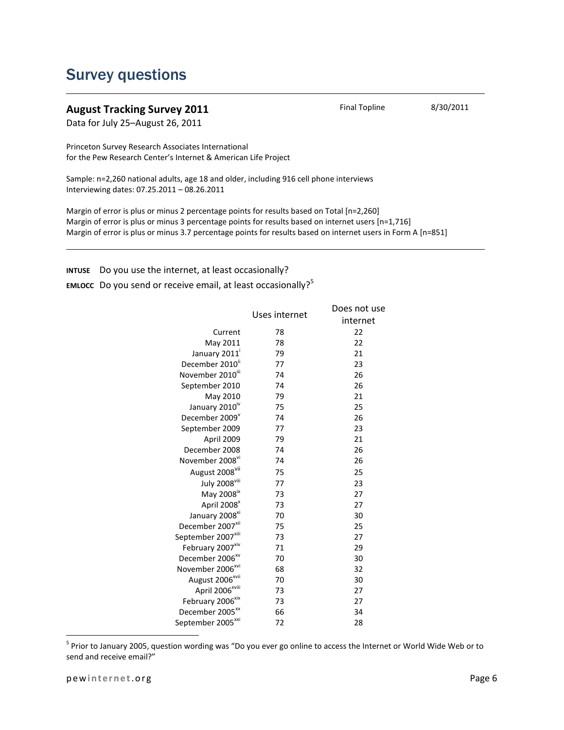# Survey questions

## August Tracking Survey 2011

Final Topline 8/30/2011

Data for July 25–August 26, 2011

Princeton Survey Research Associates International
for the Pew Research Center's Internet & American Life Project

Sample: n=2,260 national adults, age 18 and older, including 916 cell phone interviews
Interviewing dates: 07.25.2011 – 08.26.2011

Margin of error is plus or minus 2 percentage points for results based on Total [n=2,260]
Margin of error is plus or minus 3 percentage points for results based on internet users [n=1,716]
Margin of error is plus or minus 3.7 percentage points for results based on internet users in Form A [n=851]

---

**INTUSE** Do you use the internet, at least occasionally?

**EMLOCC** Do you send or receive email, at least occasionally?[5]

| | Uses internet | Does not use internet |
|---|---|---|
| Current | 78 | 22 |
| May 2011 | 78 | 22 |
| January 2011[i] | 79 | 21 |
| December 2010[ii] | 77 | 23 |
| November 2010[iii] | 74 | 26 |
| September 2010 | 74 | 26 |
| May 2010 | 79 | 21 |
| January 2010[iv] | 75 | 25 |
| December 2009[v] | 74 | 26 |
| September 2009 | 77 | 23 |
| April 2009 | 79 | 21 |
| December 2008 | 74 | 26 |
| November 2008[vi] | 74 | 26 |
| August 2008[vii] | 75 | 25 |
| July 2008[viii] | 77 | 23 |
| May 2008[ix] | 73 | 27 |
| April 2008[x] | 73 | 27 |
| January 2008[xi] | 70 | 30 |
| December 2007[xii] | 75 | 25 |
| September 2007[xiii] | 73 | 27 |
| February 2007[xiv] | 71 | 29 |
| December 2006[xv] | 70 | 30 |
| November 2006[xvi] | 68 | 32 |
| August 2006[xvii] | 70 | 30 |
| April 2006[xviii] | 73 | 27 |
| February 2006[xix] | 73 | 27 |
| December 2005[xx] | 66 | 34 |
| September 2005[xxi] | 72 | 28 |

[5] Prior to January 2005, question wording was "Do you ever go online to access the Internet or World Wide Web or to send and receive email?"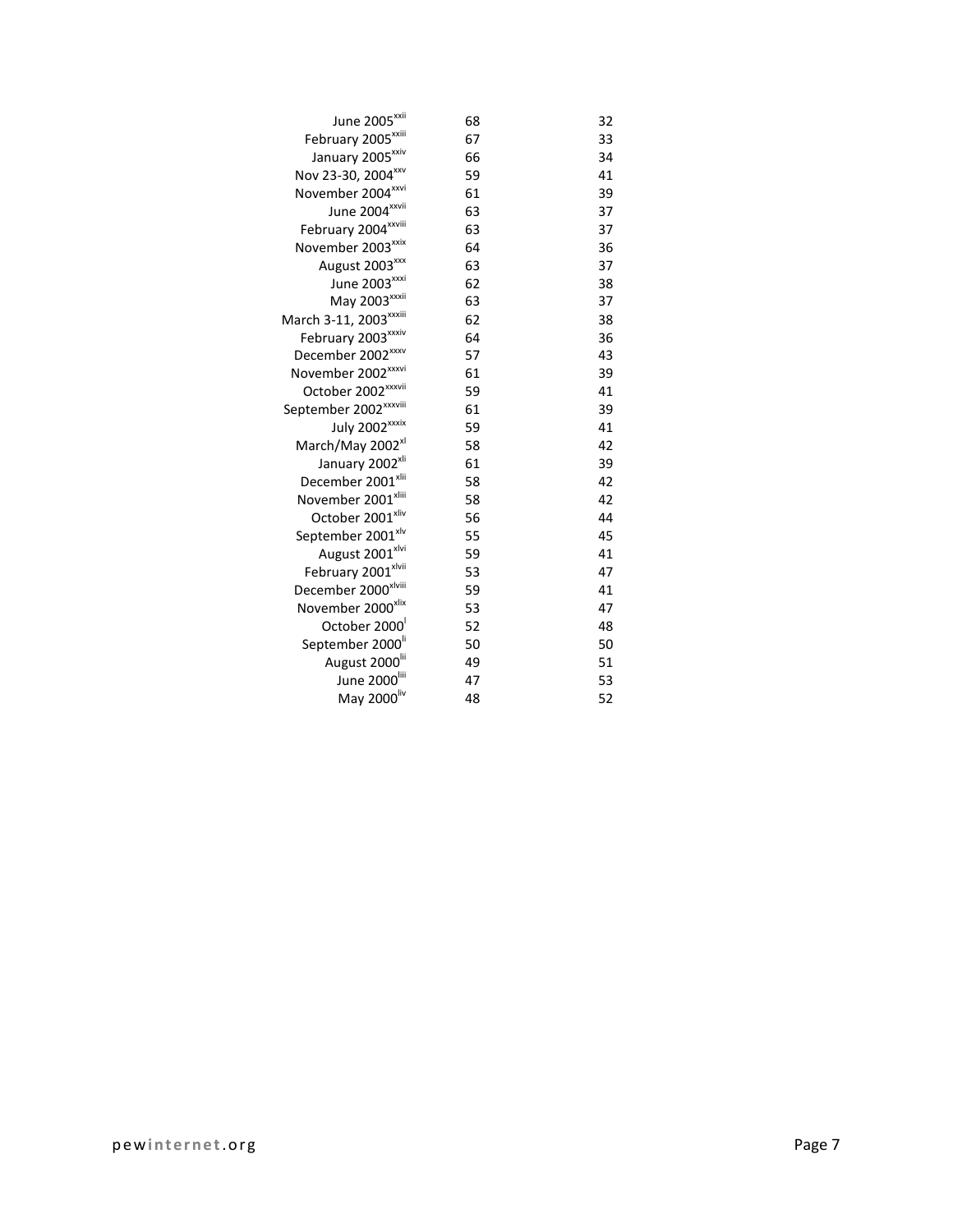| | | |
|---|---|---|
| June 2005[xxii] | 68 | 32 |
| February 2005[xxiii] | 67 | 33 |
| January 2005[xxiv] | 66 | 34 |
| Nov 23-30, 2004[xxv] | 59 | 41 |
| November 2004[xxvi] | 61 | 39 |
| June 2004[xxvii] | 63 | 37 |
| February 2004[xxviii] | 63 | 37 |
| November 2003[xxix] | 64 | 36 |
| August 2003[xxx] | 63 | 37 |
| June 2003[xxxi] | 62 | 38 |
| May 2003[xxxii] | 63 | 37 |
| March 3-11, 2003[xxxiii] | 62 | 38 |
| February 2003[xxxiv] | 64 | 36 |
| December 2002[xxxv] | 57 | 43 |
| November 2002[xxxvi] | 61 | 39 |
| October 2002[xxxvii] | 59 | 41 |
| September 2002[xxxviii] | 61 | 39 |
| July 2002[xxxix] | 59 | 41 |
| March/May 2002[xl] | 58 | 42 |
| January 2002[xli] | 61 | 39 |
| December 2001[xlii] | 58 | 42 |
| November 2001[xliii] | 58 | 42 |
| October 2001[xliv] | 56 | 44 |
| September 2001[xlv] | 55 | 45 |
| August 2001[xlvi] | 59 | 41 |
| February 2001[xlvii] | 53 | 47 |
| December 2000[xlviii] | 59 | 41 |
| November 2000[xlix] | 53 | 47 |
| October 2000[l] | 52 | 48 |
| September 2000[li] | 50 | 50 |
| August 2000[lii] | 49 | 51 |
| June 2000[liii] | 47 | 53 |
| May 2000[liv] | 48 | 52 |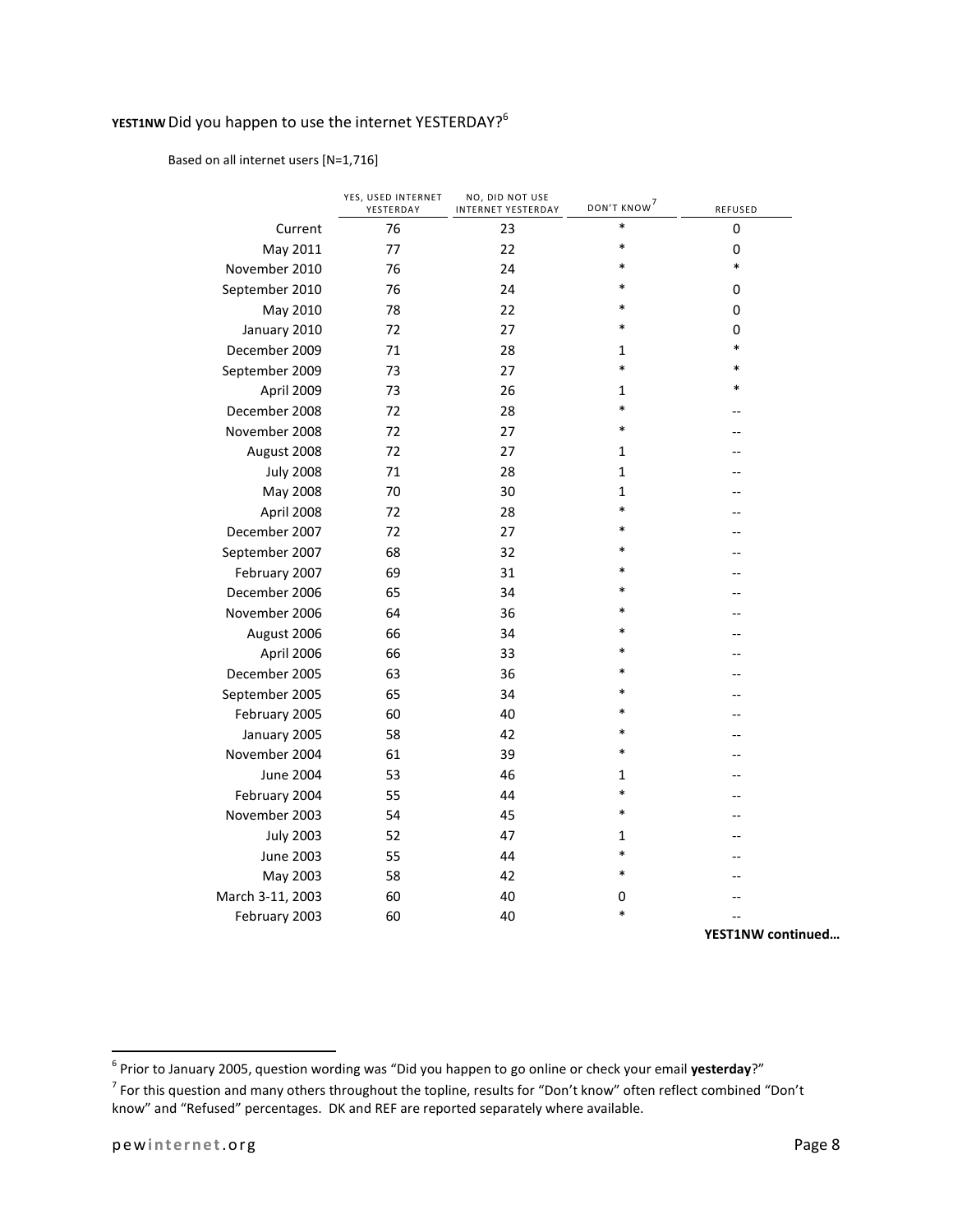**YEST1NW** Did you happen to use the internet YESTERDAY?[6]

Based on all internet users [N=1,716]

| | YES, USED INTERNET YESTERDAY | NO, DID NOT USE INTERNET YESTERDAY | DON'T KNOW[7] | REFUSED |
|---|---|---|---|---|
| Current | 76 | 23 | * | 0 |
| May 2011 | 77 | 22 | * | 0 |
| November 2010 | 76 | 24 | * | * |
| September 2010 | 76 | 24 | * | 0 |
| May 2010 | 78 | 22 | * | 0 |
| January 2010 | 72 | 27 | * | 0 |
| December 2009 | 71 | 28 | 1 | * |
| September 2009 | 73 | 27 | * | * |
| April 2009 | 73 | 26 | 1 | * |
| December 2008 | 72 | 28 | * | -- |
| November 2008 | 72 | 27 | * | -- |
| August 2008 | 72 | 27 | 1 | -- |
| July 2008 | 71 | 28 | 1 | -- |
| May 2008 | 70 | 30 | 1 | -- |
| April 2008 | 72 | 28 | * | -- |
| December 2007 | 72 | 27 | * | -- |
| September 2007 | 68 | 32 | * | -- |
| February 2007 | 69 | 31 | * | -- |
| December 2006 | 65 | 34 | * | -- |
| November 2006 | 64 | 36 | * | -- |
| August 2006 | 66 | 34 | * | -- |
| April 2006 | 66 | 33 | * | -- |
| December 2005 | 63 | 36 | * | -- |
| September 2005 | 65 | 34 | * | -- |
| February 2005 | 60 | 40 | * | -- |
| January 2005 | 58 | 42 | * | -- |
| November 2004 | 61 | 39 | * | -- |
| June 2004 | 53 | 46 | 1 | -- |
| February 2004 | 55 | 44 | * | -- |
| November 2003 | 54 | 45 | * | -- |
| July 2003 | 52 | 47 | 1 | -- |
| June 2003 | 55 | 44 | * | -- |
| May 2003 | 58 | 42 | * | -- |
| March 3-11, 2003 | 60 | 40 | 0 | -- |
| February 2003 | 60 | 40 | * | -- |

**YEST1NW continued…**

[6] Prior to January 2005, question wording was "Did you happen to go online or check your email **yesterday**?"

[7] For this question and many others throughout the topline, results for "Don't know" often reflect combined "Don't know" and "Refused" percentages. DK and REF are reported separately where available.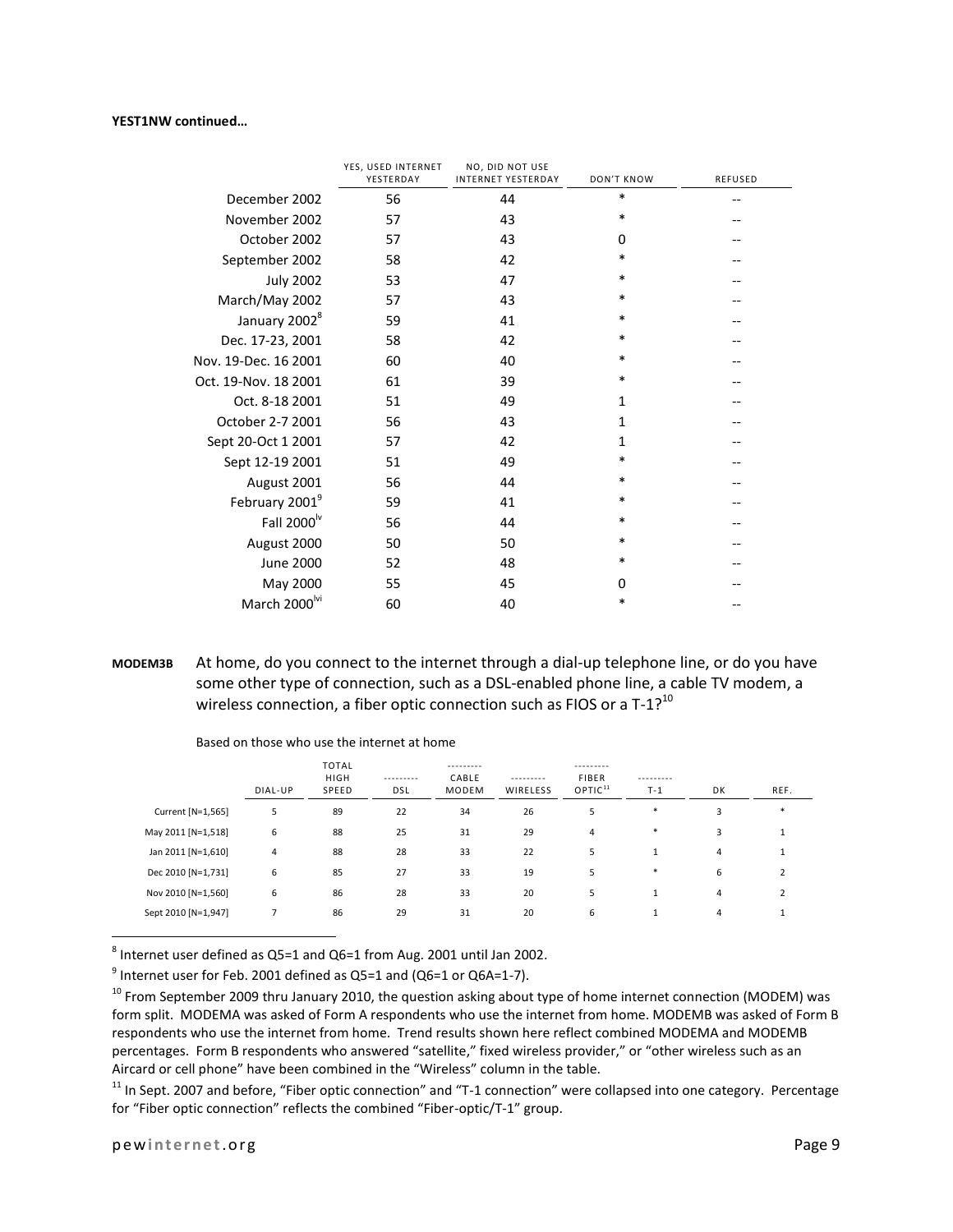**YEST1NW continued…**

| | YES, USED INTERNET YESTERDAY | NO, DID NOT USE INTERNET YESTERDAY | DON'T KNOW | REFUSED |
|---|---|---|---|---|
| December 2002 | 56 | 44 | * | -- |
| November 2002 | 57 | 43 | * | -- |
| October 2002 | 57 | 43 | 0 | -- |
| September 2002 | 58 | 42 | * | -- |
| July 2002 | 53 | 47 | * | -- |
| March/May 2002 | 57 | 43 | * | -- |
| January 2002[8] | 59 | 41 | * | -- |
| Dec. 17-23, 2001 | 58 | 42 | * | -- |
| Nov. 19-Dec. 16 2001 | 60 | 40 | * | -- |
| Oct. 19-Nov. 18 2001 | 61 | 39 | * | -- |
| Oct. 8-18 2001 | 51 | 49 | 1 | -- |
| October 2-7 2001 | 56 | 43 | 1 | -- |
| Sept 20-Oct 1 2001 | 57 | 42 | 1 | -- |
| Sept 12-19 2001 | 51 | 49 | * | -- |
| August 2001 | 56 | 44 | * | -- |
| February 2001[9] | 59 | 41 | * | -- |
| Fall 2000[lv] | 56 | 44 | * | -- |
| August 2000 | 50 | 50 | * | -- |
| June 2000 | 52 | 48 | * | -- |
| May 2000 | 55 | 45 | 0 | -- |
| March 2000[lvi] | 60 | 40 | * | -- |

**MODEM3B** At home, do you connect to the internet through a dial-up telephone line, or do you have some other type of connection, such as a DSL-enabled phone line, a cable TV modem, a wireless connection, a fiber optic connection such as FIOS or a T-1?[10]

Based on those who use the internet at home

| | DIAL-UP | TOTAL HIGH SPEED | DSL | CABLE MODEM | WIRELESS | FIBER OPTIC[11] | T-1 | DK | REF. |
|---|---|---|---|---|---|---|---|---|---|
| Current [N=1,565] | 5 | 89 | 22 | 34 | 26 | 5 | * | 3 | * |
| May 2011 [N=1,518] | 6 | 88 | 25 | 31 | 29 | 4 | * | 3 | 1 |
| Jan 2011 [N=1,610] | 4 | 88 | 28 | 33 | 22 | 5 | 1 | 4 | 1 |
| Dec 2010 [N=1,731] | 6 | 85 | 27 | 33 | 19 | 5 | * | 6 | 2 |
| Nov 2010 [N=1,560] | 6 | 86 | 28 | 33 | 20 | 5 | 1 | 4 | 2 |
| Sept 2010 [N=1,947] | 7 | 86 | 29 | 31 | 20 | 6 | 1 | 4 | 1 |

[8] Internet user defined as Q5=1 and Q6=1 from Aug. 2001 until Jan 2002.

[9] Internet user for Feb. 2001 defined as Q5=1 and (Q6=1 or Q6A=1-7).

[10] From September 2009 thru January 2010, the question asking about type of home internet connection (MODEM) was form split. MODEMA was asked of Form A respondents who use the internet from home. MODEMB was asked of Form B respondents who use the internet from home. Trend results shown here reflect combined MODEMA and MODEMB percentages. Form B respondents who answered "satellite," fixed wireless provider," or "other wireless such as an Aircard or cell phone" have been combined in the "Wireless" column in the table.

[11] In Sept. 2007 and before, "Fiber optic connection" and "T-1 connection" were collapsed into one category. Percentage for "Fiber optic connection" reflects the combined "Fiber-optic/T-1" group.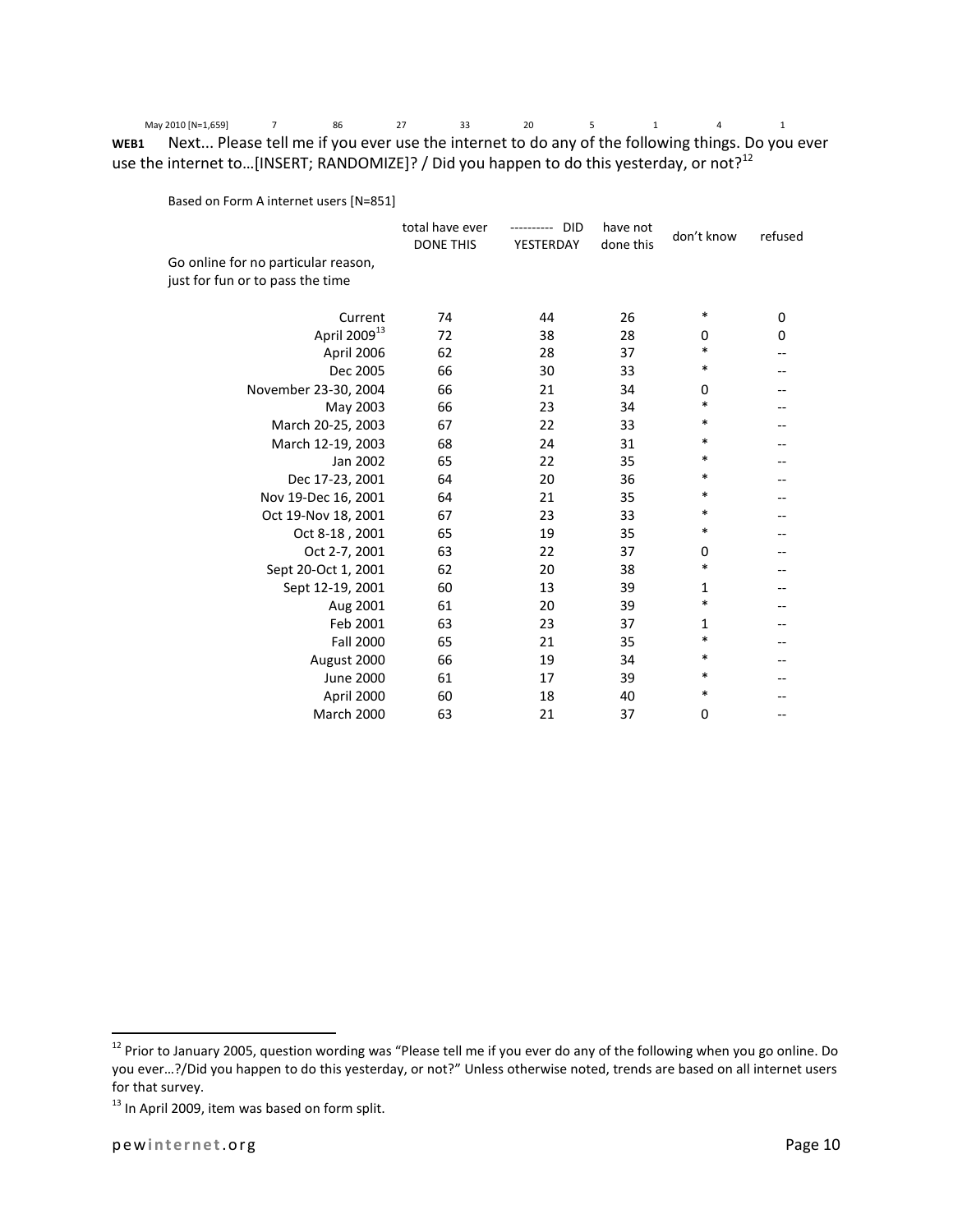May 2010 [N=1,659] 7 86 27 33 20 5 1 4 1

**WEB1** Next... Please tell me if you ever use the internet to do any of the following things. Do you ever use the internet to…[INSERT; RANDOMIZE]? / Did you happen to do this yesterday, or not?[12]

Based on Form A internet users [N=851]

| | total have ever DONE THIS | ---------- DID YESTERDAY | have not done this | don't know | refused |
|---|---|---|---|---|---|
| Go online for no particular reason, just for fun or to pass the time | | | | | |
| Current | 74 | 44 | 26 | * | 0 |
| April 2009[13] | 72 | 38 | 28 | 0 | 0 |
| April 2006 | 62 | 28 | 37 | * | -- |
| Dec 2005 | 66 | 30 | 33 | * | -- |
| November 23-30, 2004 | 66 | 21 | 34 | 0 | -- |
| May 2003 | 66 | 23 | 34 | * | -- |
| March 20-25, 2003 | 67 | 22 | 33 | * | -- |
| March 12-19, 2003 | 68 | 24 | 31 | * | -- |
| Jan 2002 | 65 | 22 | 35 | * | -- |
| Dec 17-23, 2001 | 64 | 20 | 36 | * | -- |
| Nov 19-Dec 16, 2001 | 64 | 21 | 35 | * | -- |
| Oct 19-Nov 18, 2001 | 67 | 23 | 33 | * | -- |
| Oct 8-18 , 2001 | 65 | 19 | 35 | * | -- |
| Oct 2-7, 2001 | 63 | 22 | 37 | 0 | -- |
| Sept 20-Oct 1, 2001 | 62 | 20 | 38 | * | -- |
| Sept 12-19, 2001 | 60 | 13 | 39 | 1 | -- |
| Aug 2001 | 61 | 20 | 39 | * | -- |
| Feb 2001 | 63 | 23 | 37 | 1 | -- |
| Fall 2000 | 65 | 21 | 35 | * | -- |
| August 2000 | 66 | 19 | 34 | * | -- |
| June 2000 | 61 | 17 | 39 | * | -- |
| April 2000 | 60 | 18 | 40 | * | -- |
| March 2000 | 63 | 21 | 37 | 0 | -- |

[12] Prior to January 2005, question wording was "Please tell me if you ever do any of the following when you go online. Do you ever…?/Did you happen to do this yesterday, or not?" Unless otherwise noted, trends are based on all internet users for that survey.

[13] In April 2009, item was based on form split.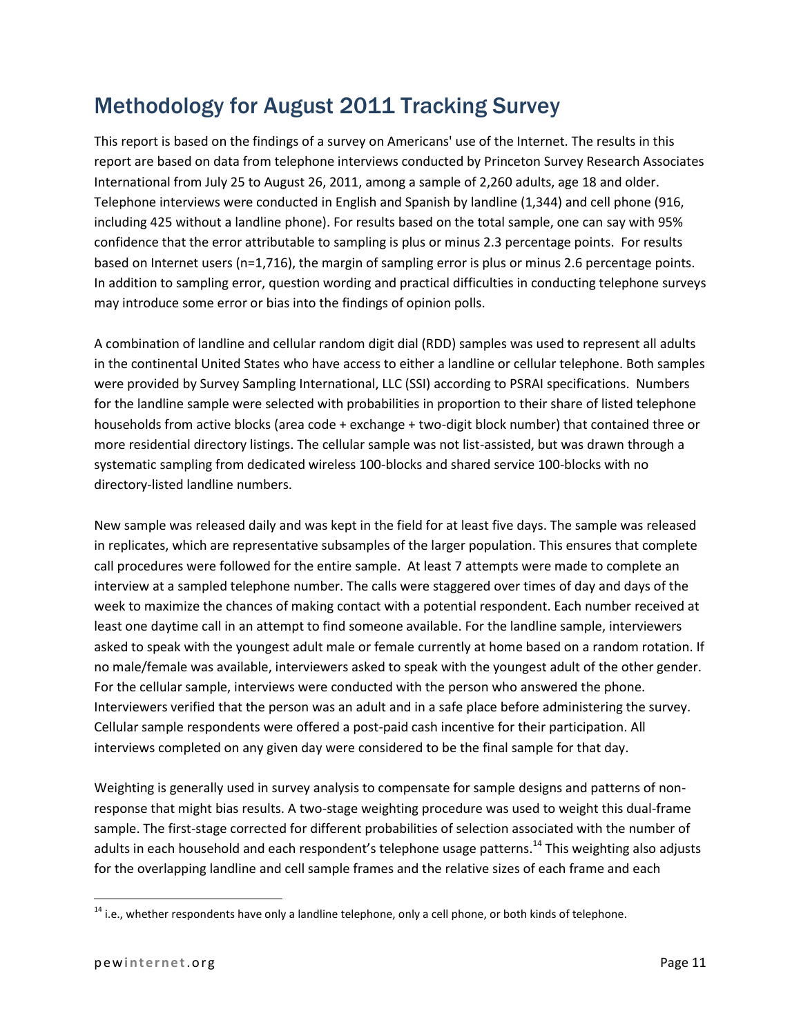# Methodology for August 2011 Tracking Survey

This report is based on the findings of a survey on Americans' use of the Internet. The results in this report are based on data from telephone interviews conducted by Princeton Survey Research Associates International from July 25 to August 26, 2011, among a sample of 2,260 adults, age 18 and older. Telephone interviews were conducted in English and Spanish by landline (1,344) and cell phone (916, including 425 without a landline phone). For results based on the total sample, one can say with 95% confidence that the error attributable to sampling is plus or minus 2.3 percentage points. For results based on Internet users (n=1,716), the margin of sampling error is plus or minus 2.6 percentage points. In addition to sampling error, question wording and practical difficulties in conducting telephone surveys may introduce some error or bias into the findings of opinion polls.

A combination of landline and cellular random digit dial (RDD) samples was used to represent all adults in the continental United States who have access to either a landline or cellular telephone. Both samples were provided by Survey Sampling International, LLC (SSI) according to PSRAI specifications. Numbers for the landline sample were selected with probabilities in proportion to their share of listed telephone households from active blocks (area code + exchange + two-digit block number) that contained three or more residential directory listings. The cellular sample was not list-assisted, but was drawn through a systematic sampling from dedicated wireless 100-blocks and shared service 100-blocks with no directory-listed landline numbers.

New sample was released daily and was kept in the field for at least five days. The sample was released in replicates, which are representative subsamples of the larger population. This ensures that complete call procedures were followed for the entire sample. At least 7 attempts were made to complete an interview at a sampled telephone number. The calls were staggered over times of day and days of the week to maximize the chances of making contact with a potential respondent. Each number received at least one daytime call in an attempt to find someone available. For the landline sample, interviewers asked to speak with the youngest adult male or female currently at home based on a random rotation. If no male/female was available, interviewers asked to speak with the youngest adult of the other gender. For the cellular sample, interviews were conducted with the person who answered the phone. Interviewers verified that the person was an adult and in a safe place before administering the survey. Cellular sample respondents were offered a post-paid cash incentive for their participation. All interviews completed on any given day were considered to be the final sample for that day.

Weighting is generally used in survey analysis to compensate for sample designs and patterns of non-response that might bias results. A two-stage weighting procedure was used to weight this dual-frame sample. The first-stage corrected for different probabilities of selection associated with the number of adults in each household and each respondent's telephone usage patterns.[14] This weighting also adjusts for the overlapping landline and cell sample frames and the relative sizes of each frame and each

[14] i.e., whether respondents have only a landline telephone, only a cell phone, or both kinds of telephone.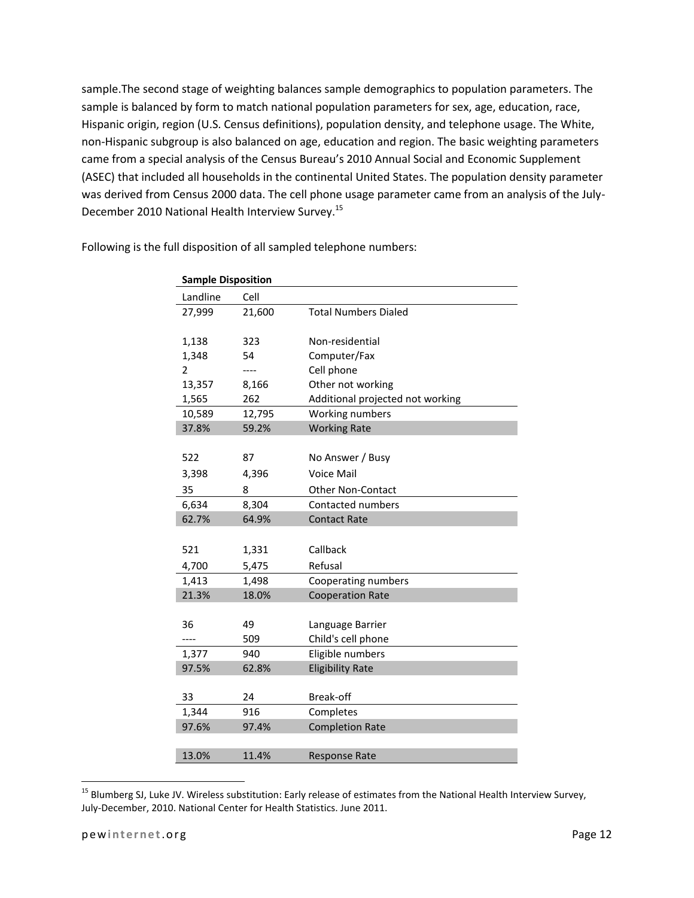sample.The second stage of weighting balances sample demographics to population parameters. The sample is balanced by form to match national population parameters for sex, age, education, race, Hispanic origin, region (U.S. Census definitions), population density, and telephone usage. The White, non-Hispanic subgroup is also balanced on age, education and region. The basic weighting parameters came from a special analysis of the Census Bureau's 2010 Annual Social and Economic Supplement (ASEC) that included all households in the continental United States. The population density parameter was derived from Census 2000 data. The cell phone usage parameter came from an analysis of the July-December 2010 National Health Interview Survey.[15]

Following is the full disposition of all sampled telephone numbers:

**Sample Disposition**

| Landline | Cell | |
|---|---|---|
| 27,999 | 21,600 | Total Numbers Dialed |
| | | |
| 1,138 | 323 | Non-residential |
| 1,348 | 54 | Computer/Fax |
| 2 | ---- | Cell phone |
| 13,357 | 8,166 | Other not working |
| 1,565 | 262 | Additional projected not working |
| 10,589 | 12,795 | Working numbers |
| 37.8% | 59.2% | Working Rate |
| | | |
| 522 | 87 | No Answer / Busy |
| 3,398 | 4,396 | Voice Mail |
| 35 | 8 | Other Non-Contact |
| 6,634 | 8,304 | Contacted numbers |
| 62.7% | 64.9% | Contact Rate |
| | | |
| 521 | 1,331 | Callback |
| 4,700 | 5,475 | Refusal |
| 1,413 | 1,498 | Cooperating numbers |
| 21.3% | 18.0% | Cooperation Rate |
| | | |
| 36 | 49 | Language Barrier |
| ---- | 509 | Child's cell phone |
| 1,377 | 940 | Eligible numbers |
| 97.5% | 62.8% | Eligibility Rate |
| | | |
| 33 | 24 | Break-off |
| 1,344 | 916 | Completes |
| 97.6% | 97.4% | Completion Rate |
| | | |
| 13.0% | 11.4% | Response Rate |

[15] Blumberg SJ, Luke JV. Wireless substitution: Early release of estimates from the National Health Interview Survey, July-December, 2010. National Center for Health Statistics. June 2011.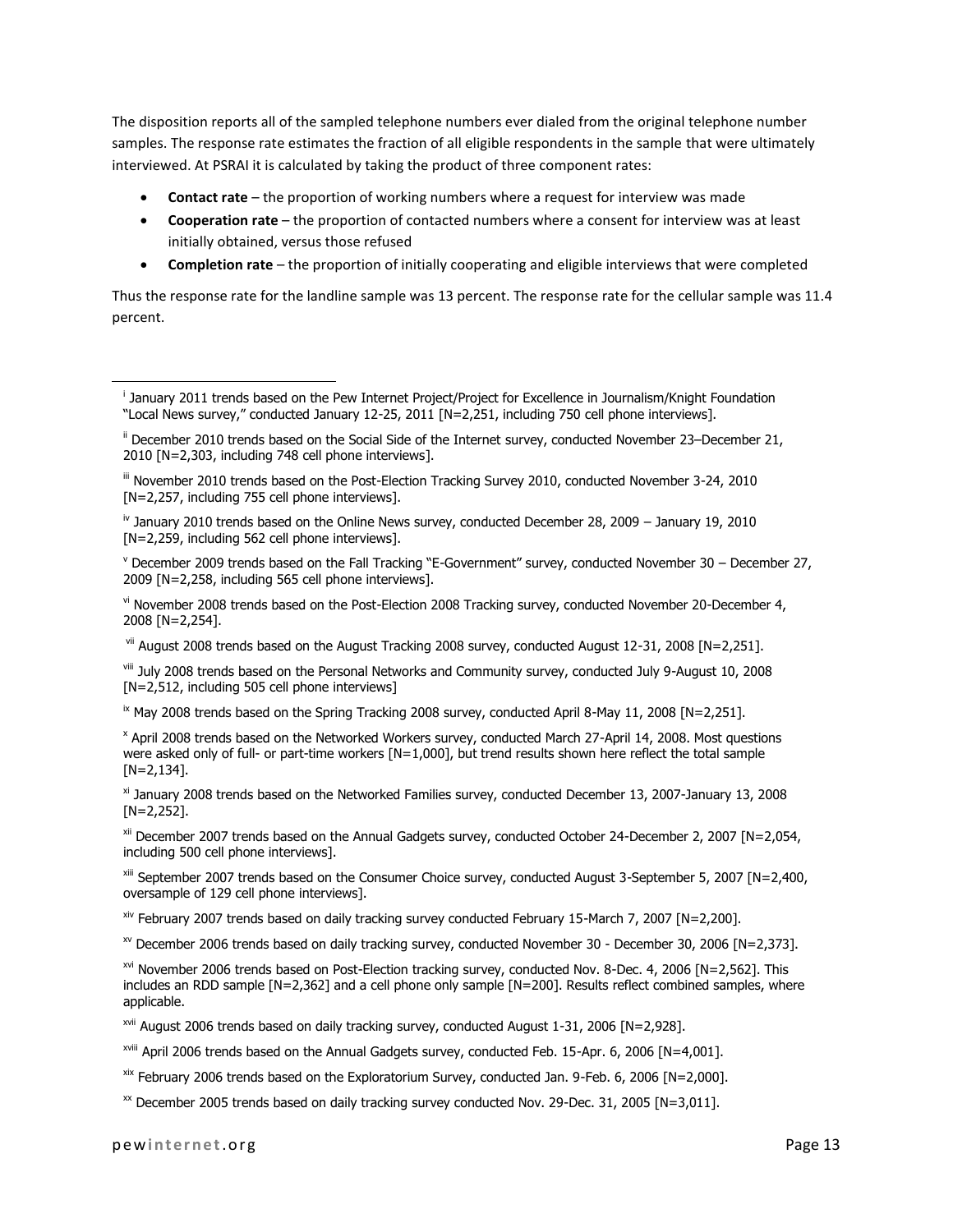The disposition reports all of the sampled telephone numbers ever dialed from the original telephone number samples. The response rate estimates the fraction of all eligible respondents in the sample that were ultimately interviewed. At PSRAI it is calculated by taking the product of three component rates:

- **Contact rate** – the proportion of working numbers where a request for interview was made
- **Cooperation rate** – the proportion of contacted numbers where a consent for interview was at least initially obtained, versus those refused
- **Completion rate** – the proportion of initially cooperating and eligible interviews that were completed

Thus the response rate for the landline sample was 13 percent. The response rate for the cellular sample was 11.4 percent.

---

[i] January 2011 trends based on the Pew Internet Project/Project for Excellence in Journalism/Knight Foundation "Local News survey," conducted January 12-25, 2011 [N=2,251, including 750 cell phone interviews].

[ii] December 2010 trends based on the Social Side of the Internet survey, conducted November 23–December 21, 2010 [N=2,303, including 748 cell phone interviews].

[iii] November 2010 trends based on the Post-Election Tracking Survey 2010, conducted November 3-24, 2010 [N=2,257, including 755 cell phone interviews].

[iv] January 2010 trends based on the Online News survey, conducted December 28, 2009 – January 19, 2010 [N=2,259, including 562 cell phone interviews].

[v] December 2009 trends based on the Fall Tracking "E-Government" survey, conducted November 30 – December 27, 2009 [N=2,258, including 565 cell phone interviews].

[vi] November 2008 trends based on the Post-Election 2008 Tracking survey, conducted November 20-December 4, 2008 [N=2,254].

[vii] August 2008 trends based on the August Tracking 2008 survey, conducted August 12-31, 2008 [N=2,251].

[viii] July 2008 trends based on the Personal Networks and Community survey, conducted July 9-August 10, 2008 [N=2,512, including 505 cell phone interviews]

[ix] May 2008 trends based on the Spring Tracking 2008 survey, conducted April 8-May 11, 2008 [N=2,251].

[x] April 2008 trends based on the Networked Workers survey, conducted March 27-April 14, 2008. Most questions were asked only of full- or part-time workers [N=1,000], but trend results shown here reflect the total sample [N=2,134].

[xi] January 2008 trends based on the Networked Families survey, conducted December 13, 2007-January 13, 2008 [N=2,252].

[xii] December 2007 trends based on the Annual Gadgets survey, conducted October 24-December 2, 2007 [N=2,054, including 500 cell phone interviews].

[xiii] September 2007 trends based on the Consumer Choice survey, conducted August 3-September 5, 2007 [N=2,400, oversample of 129 cell phone interviews].

[xiv] February 2007 trends based on daily tracking survey conducted February 15-March 7, 2007 [N=2,200].

[xv] December 2006 trends based on daily tracking survey, conducted November 30 - December 30, 2006 [N=2,373].

[xvi] November 2006 trends based on Post-Election tracking survey, conducted Nov. 8-Dec. 4, 2006 [N=2,562]. This includes an RDD sample [N=2,362] and a cell phone only sample [N=200]. Results reflect combined samples, where applicable.

[xvii] August 2006 trends based on daily tracking survey, conducted August 1-31, 2006 [N=2,928].

[xviii] April 2006 trends based on the Annual Gadgets survey, conducted Feb. 15-Apr. 6, 2006 [N=4,001].

[xix] February 2006 trends based on the Exploratorium Survey, conducted Jan. 9-Feb. 6, 2006 [N=2,000].

[xx] December 2005 trends based on daily tracking survey conducted Nov. 29-Dec. 31, 2005 [N=3,011].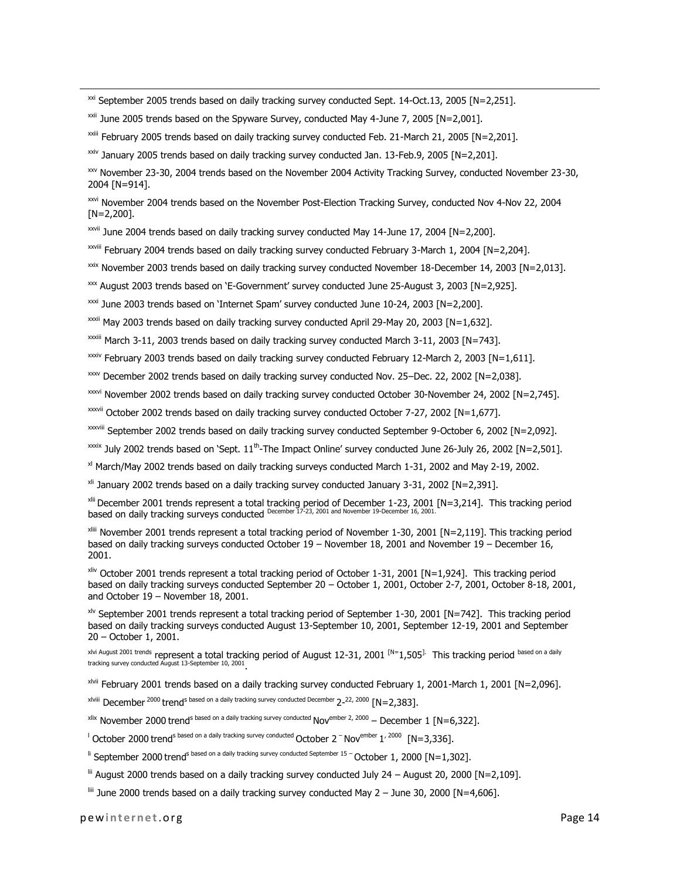[xxi] September 2005 trends based on daily tracking survey conducted Sept. 14-Oct.13, 2005 [N=2,251].

[xxii] June 2005 trends based on the Spyware Survey, conducted May 4-June 7, 2005 [N=2,001].

[xxiii] February 2005 trends based on daily tracking survey conducted Feb. 21-March 21, 2005 [N=2,201].

[xxiv] January 2005 trends based on daily tracking survey conducted Jan. 13-Feb.9, 2005 [N=2,201].

[xxv] November 23-30, 2004 trends based on the November 2004 Activity Tracking Survey, conducted November 23-30, 2004 [N=914].

[xxvi] November 2004 trends based on the November Post-Election Tracking Survey, conducted Nov 4-Nov 22, 2004 [N=2,200].

[xxvii] June 2004 trends based on daily tracking survey conducted May 14-June 17, 2004 [N=2,200].

[xxviii] February 2004 trends based on daily tracking survey conducted February 3-March 1, 2004 [N=2,204].

[xxix] November 2003 trends based on daily tracking survey conducted November 18-December 14, 2003 [N=2,013].

[xxx] August 2003 trends based on 'E-Government' survey conducted June 25-August 3, 2003 [N=2,925].

[xxxi] June 2003 trends based on 'Internet Spam' survey conducted June 10-24, 2003 [N=2,200].

[xxxii] May 2003 trends based on daily tracking survey conducted April 29-May 20, 2003 [N=1,632].

[xxxiii] March 3-11, 2003 trends based on daily tracking survey conducted March 3-11, 2003 [N=743].

[xxxiv] February 2003 trends based on daily tracking survey conducted February 12-March 2, 2003 [N=1,611].

[xxxv] December 2002 trends based on daily tracking survey conducted Nov. 25–Dec. 22, 2002 [N=2,038].

[xxxvi] November 2002 trends based on daily tracking survey conducted October 30-November 24, 2002 [N=2,745].

[xxxvii] October 2002 trends based on daily tracking survey conducted October 7-27, 2002 [N=1,677].

[xxxviii] September 2002 trends based on daily tracking survey conducted September 9-October 6, 2002 [N=2,092].

[xxxix] July 2002 trends based on 'Sept. 11th-The Impact Online' survey conducted June 26-July 26, 2002 [N=2,501].

[xl] March/May 2002 trends based on daily tracking surveys conducted March 1-31, 2002 and May 2-19, 2002.

[xli] January 2002 trends based on a daily tracking survey conducted January 3-31, 2002 [N=2,391].

[xlii] December 2001 trends represent a total tracking period of December 1-23, 2001 [N=3,214]. This tracking period based on daily tracking surveys conducted December 17-23, 2001 and November 19-December 16, 2001.

[xliii] November 2001 trends represent a total tracking period of November 1-30, 2001 [N=2,119]. This tracking period based on daily tracking surveys conducted October 19 – November 18, 2001 and November 19 – December 16, 2001.

[xliv] October 2001 trends represent a total tracking period of October 1-31, 2001 [N=1,924]. This tracking period based on daily tracking surveys conducted September 20 – October 1, 2001, October 2-7, 2001, October 8-18, 2001, and October 19 – November 18, 2001.

[xlv] September 2001 trends represent a total tracking period of September 1-30, 2001 [N=742]. This tracking period based on daily tracking surveys conducted August 13-September 10, 2001, September 12-19, 2001 and September 20 – October 1, 2001.

[xlvi] August 2001 trends represent a total tracking period of August 12-31, 2001 [N=1,505]. This tracking period based on a daily tracking survey conducted August 13-September 10, 2001.

[xlvii] February 2001 trends based on a daily tracking survey conducted February 1, 2001-March 1, 2001 [N=2,096].

[xlviii] December 2000 trends based on a daily tracking survey conducted December 2-22, 2000 [N=2,383].

[xlix] November 2000 trends based on a daily tracking survey conducted November 2, 2000 – December 1 [N=6,322].

[l] October 2000 trends based on a daily tracking survey conducted October 2 – November 1, 2000 [N=3,336].

[li] September 2000 trends based on a daily tracking survey conducted September 15 – October 1, 2000 [N=1,302].

[lii] August 2000 trends based on a daily tracking survey conducted July 24 – August 20, 2000 [N=2,109].

[liii] June 2000 trends based on a daily tracking survey conducted May 2 – June 30, 2000 [N=4,606].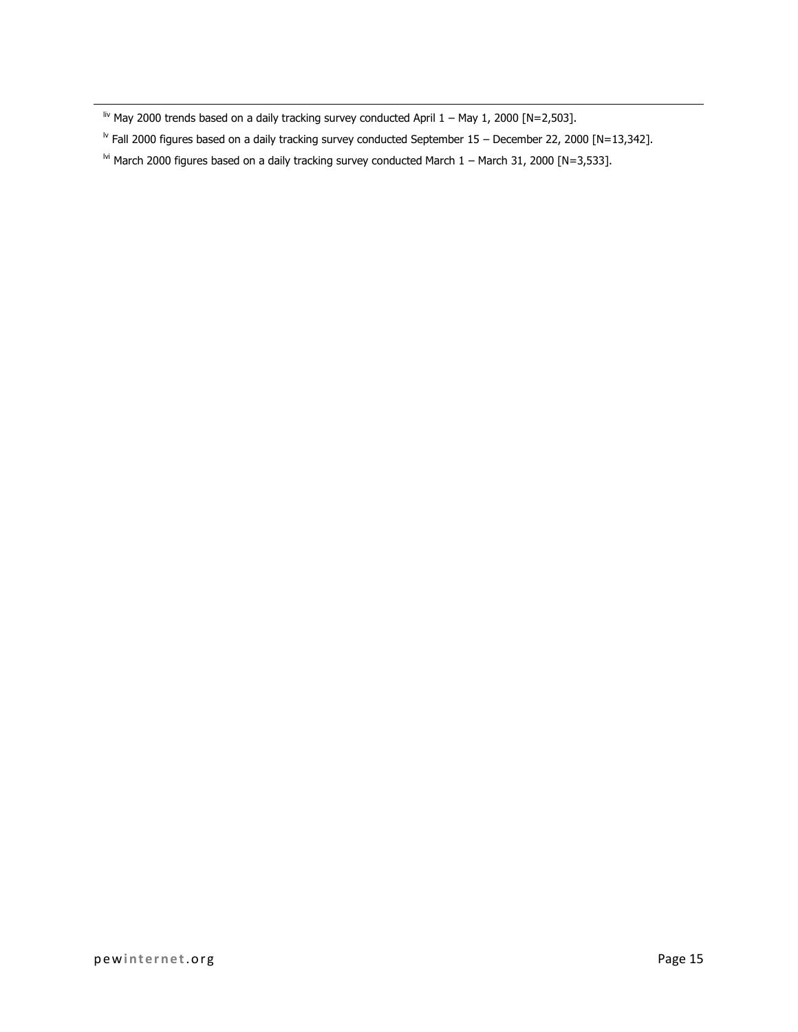[liv] May 2000 trends based on a daily tracking survey conducted April 1 – May 1, 2000 [N=2,503].

[lv] Fall 2000 figures based on a daily tracking survey conducted September 15 – December 22, 2000 [N=13,342].

[lvi] March 2000 figures based on a daily tracking survey conducted March 1 – March 31, 2000 [N=3,533].